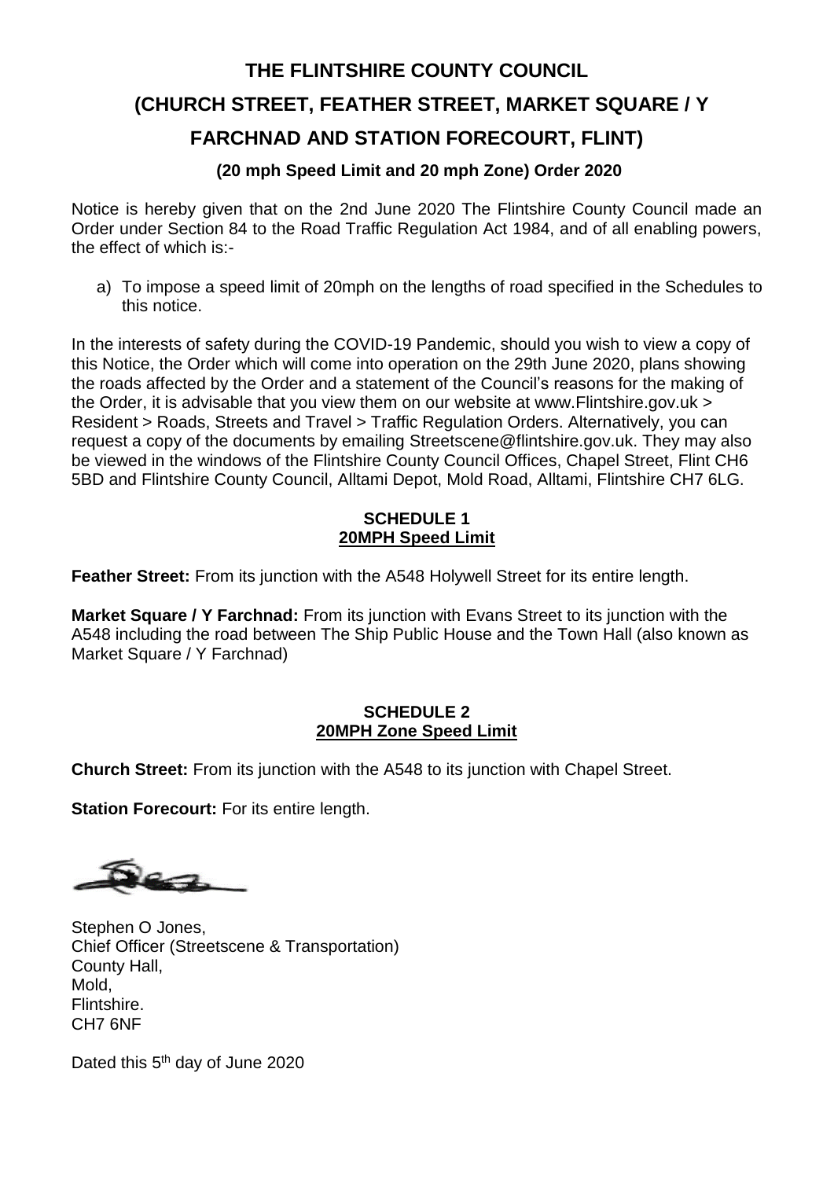# THE FLINTSHIRE COUNTY COUNCIL

# (CHURCH STREET, FEATHER STREET, MARKET SQUARE / Y FARCHNAD AND STATION FORECOURT, FLINT)

### (20 mph Speed Limit and 20 mph Zone) Order 2020

Notice is hereby given that on the 2nd June 2020 The Flintshire County Council made an Order under Section 84 to the Road Traffic Regulation Act 1984, and of all enabling powers, the effect of which is:-

a) To impose a speed limit of 20mph on the lengths of road specified in the Schedules to this notice.

In the interests of safety during the COVID-19 Pandemic, should you wish to view a copy of this Notice, the Order which will come into operation on the 29th June 2020, plans showing the roads affected by the Order and a statement of the Council's reasons for the making of the Order, it is advisable that you view them on our website at www.Flintshire.gov.uk > Resident > Roads, Streets and Travel > Traffic Regulation Orders. Alternatively, you can request a copy of the documents by emailing Streetscene@flintshire.gov.uk. They may also be viewed in the windows of the Flintshire County Council Offices, Chapel Street, Flint CH6 5BD and Flintshire County Council, Alltami Depot, Mold Road, Alltami, Flintshire CH7 6LG.

**SCHEDULE 1**
**20MPH Speed Limit**

**Feather Street:** From its junction with the A548 Holywell Street for its entire length.

**Market Square / Y Farchnad:** From its junction with Evans Street to its junction with the A548 including the road between The Ship Public House and the Town Hall (also known as Market Square / Y Farchnad)

**SCHEDULE 2**
**20MPH Zone Speed Limit**

**Church Street:** From its junction with the A548 to its junction with Chapel Street.

**Station Forecourt:** For its entire length.

Stephen O Jones,
Chief Officer (Streetscene & Transportation)
County Hall,
Mold,
Flintshire.
CH7 6NF

Dated this 5th day of June 2020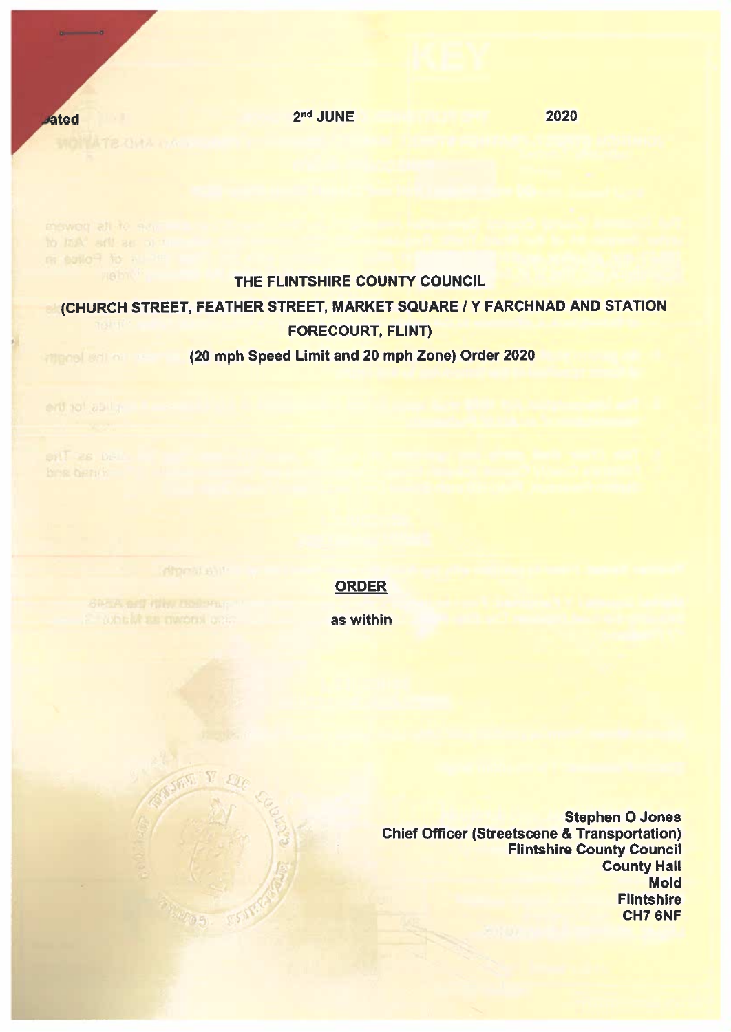Dated 2nd JUNE 2020

THE FLINTSHIRE COUNTY COUNCIL

(CHURCH STREET, FEATHER STREET, MARKET SQUARE / Y FARCHNAD AND STATION FORECOURT, FLINT)

(20 mph Speed Limit and 20 mph Zone) Order 2020

**ORDER**

as within

**Stephen O Jones**
**Chief Officer (Streetscene & Transportation)**
**Flintshire County Council**
**County Hall**
**Mold**
**Flintshire**
**CH7 6NF**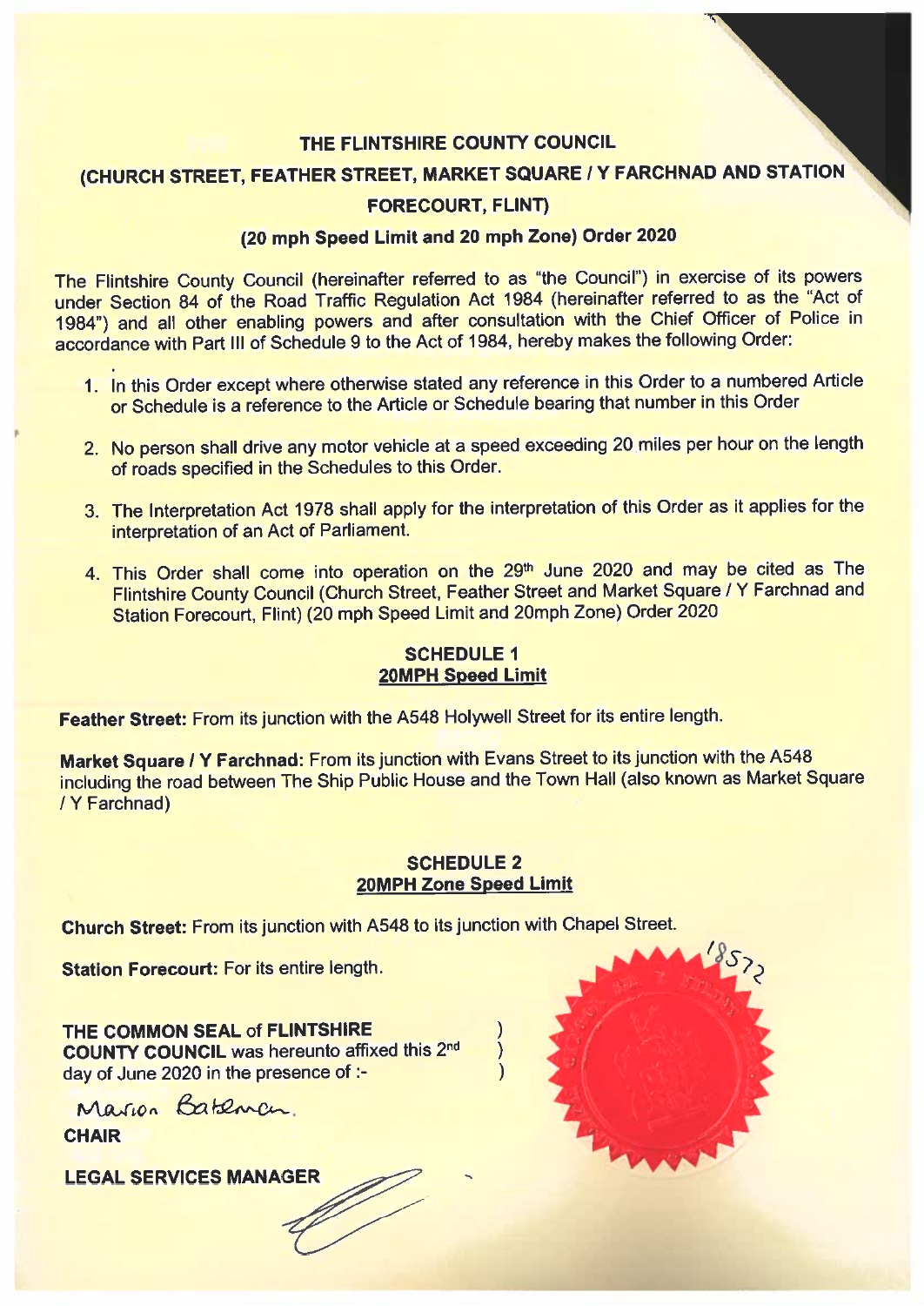# THE FLINTSHIRE COUNTY COUNCIL

## (CHURCH STREET, FEATHER STREET, MARKET SQUARE / Y FARCHNAD AND STATION FORECOURT, FLINT)

### (20 mph Speed Limit and 20 mph Zone) Order 2020

The Flintshire County Council (hereinafter referred to as "the Council") in exercise of its powers under Section 84 of the Road Traffic Regulation Act 1984 (hereinafter referred to as the "Act of 1984") and all other enabling powers and after consultation with the Chief Officer of Police in accordance with Part III of Schedule 9 to the Act of 1984, hereby makes the following Order:

1. In this Order except where otherwise stated any reference in this Order to a numbered Article or Schedule is a reference to the Article or Schedule bearing that number in this Order

2. No person shall drive any motor vehicle at a speed exceeding 20 miles per hour on the length of roads specified in the Schedules to this Order.

3. The Interpretation Act 1978 shall apply for the interpretation of this Order as it applies for the interpretation of an Act of Parliament.

4. This Order shall come into operation on the 29th June 2020 and may be cited as The Flintshire County Council (Church Street, Feather Street and Market Square / Y Farchnad and Station Forecourt, Flint) (20 mph Speed Limit and 20mph Zone) Order 2020

**SCHEDULE 1**
**20MPH Speed Limit**

**Feather Street:** From its junction with the A548 Holywell Street for its entire length.

**Market Square / Y Farchnad:** From its junction with Evans Street to its junction with the A548 including the road between The Ship Public House and the Town Hall (also known as Market Square / Y Farchnad)

**SCHEDULE 2**
**20MPH Zone Speed Limit**

**Church Street:** From its junction with A548 to its junction with Chapel Street.

**Station Forecourt:** For its entire length.

**THE COMMON SEAL of FLINTSHIRE COUNTY COUNCIL** was hereunto affixed this 2nd day of June 2020 in the presence of :-

Marion Bateman

**CHAIR**

**LEGAL SERVICES MANAGER**

18572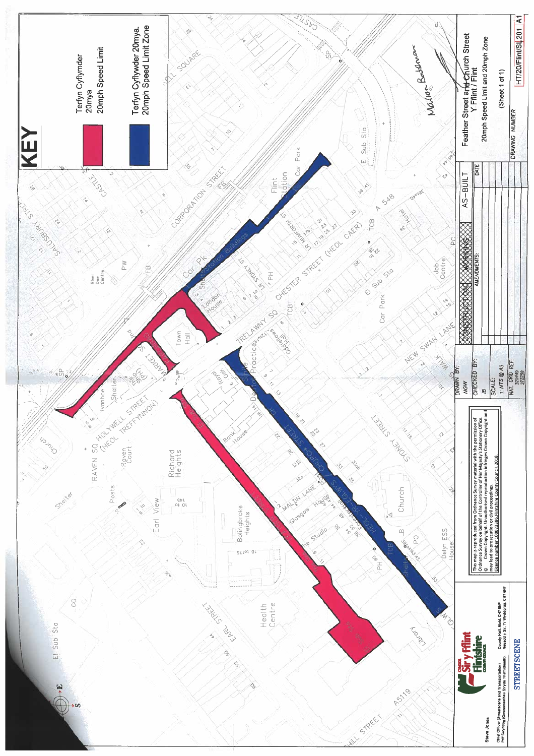## KEY

- Terfyn Cyflymder 20mya / 20mph Speed Limit
- Terfyn Cyflymder 20mya. 20mph Speed Limit Zone

Cyngor Sir y Fflint / Flintshire County Council

Steve Jones

Chief Officer (Streetscene and Transportation). County Hall, Mold. CH7 6NF

Prif Swyddog (Gwasanaethau Stryd a Thrafnidiaeth). Neuadd y Sir, Yr Wyddgrug. CH7 6NF

STREETSCENE

This map is reproduced from Ordnance Survey material with the permission of Ordnance Survey on behalf of the Controller of Her Majesty's Stationery Office. © Crown Copyright. Unauthorised reproduction infringes Crown Copyright and may lead to prosecution or civil proceedings. Licence number 100023386 Flintshire County Council. 2018.

| DRAWN BY: | NGW |
|---|---|
| CHECKED BY: | IB |
| SCALE: | 1: NTS @ A3 |
| NAT. GRID REF: | 325449 372238 |

| CONSTRUCTION | WORKING | AS-BUILT |
|---|---|---|
| AMENDMENTS: | | DATE |

Feather Street and Church Street
Y Fflint / Flint
20mph Speed Limit and 20mph Zone
(Sheet 1 of 1)

| DRAWING NUMBER | HT/20/Flint/SL201 | A1 |
|---|---|---|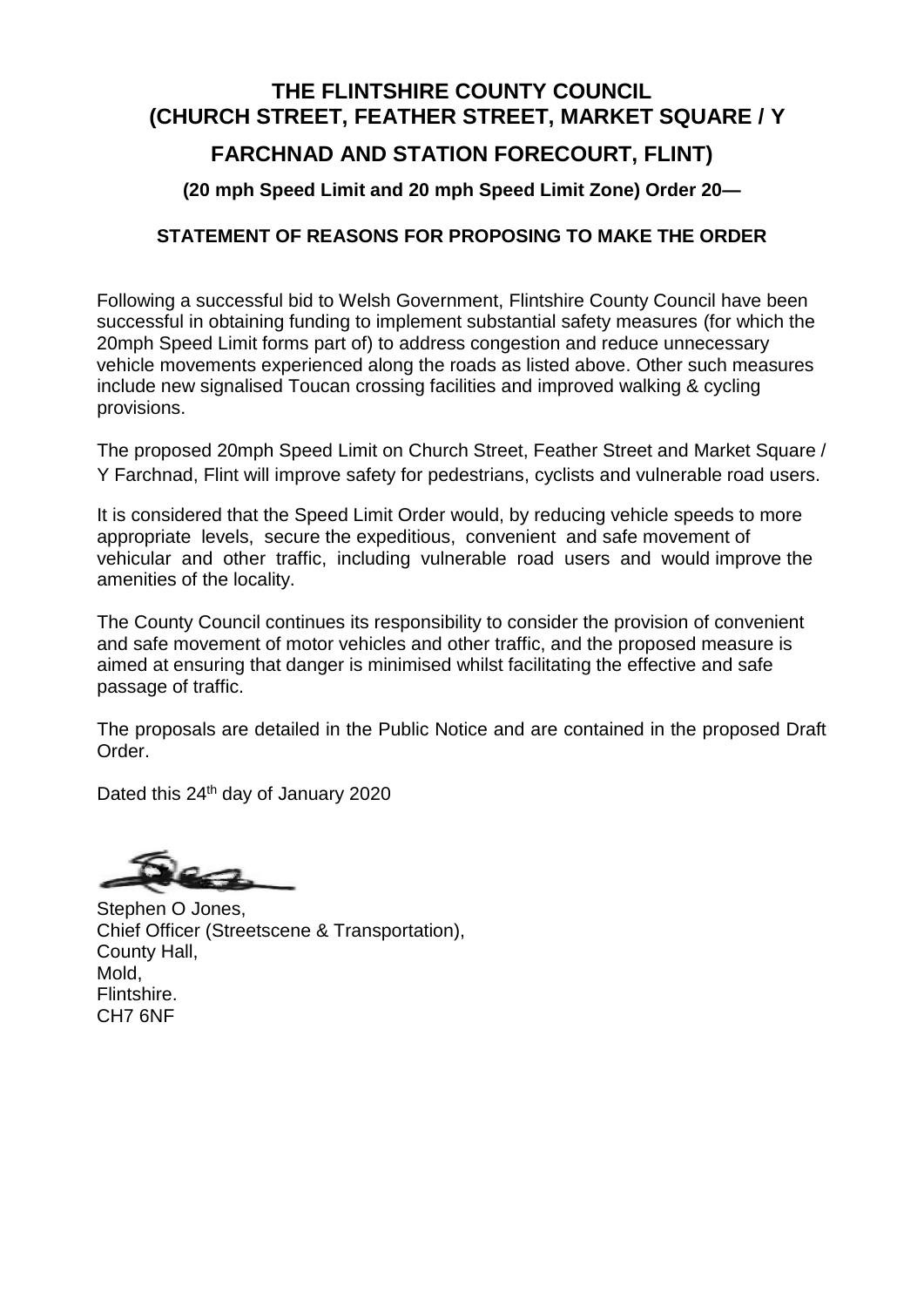# THE FLINTSHIRE COUNTY COUNCIL (CHURCH STREET, FEATHER STREET, MARKET SQUARE / Y FARCHNAD AND STATION FORECOURT, FLINT)

**(20 mph Speed Limit and 20 mph Speed Limit Zone) Order 20—**

## STATEMENT OF REASONS FOR PROPOSING TO MAKE THE ORDER

Following a successful bid to Welsh Government, Flintshire County Council have been successful in obtaining funding to implement substantial safety measures (for which the 20mph Speed Limit forms part of) to address congestion and reduce unnecessary vehicle movements experienced along the roads as listed above. Other such measures include new signalised Toucan crossing facilities and improved walking & cycling provisions.

The proposed 20mph Speed Limit on Church Street, Feather Street and Market Square / Y Farchnad, Flint will improve safety for pedestrians, cyclists and vulnerable road users.

It is considered that the Speed Limit Order would, by reducing vehicle speeds to more appropriate levels, secure the expeditious, convenient and safe movement of vehicular and other traffic, including vulnerable road users and would improve the amenities of the locality.

The County Council continues its responsibility to consider the provision of convenient and safe movement of motor vehicles and other traffic, and the proposed measure is aimed at ensuring that danger is minimised whilst facilitating the effective and safe passage of traffic.

The proposals are detailed in the Public Notice and are contained in the proposed Draft Order.

Dated this 24th day of January 2020

Stephen O Jones,
Chief Officer (Streetscene & Transportation),
County Hall,
Mold,
Flintshire.
CH7 6NF